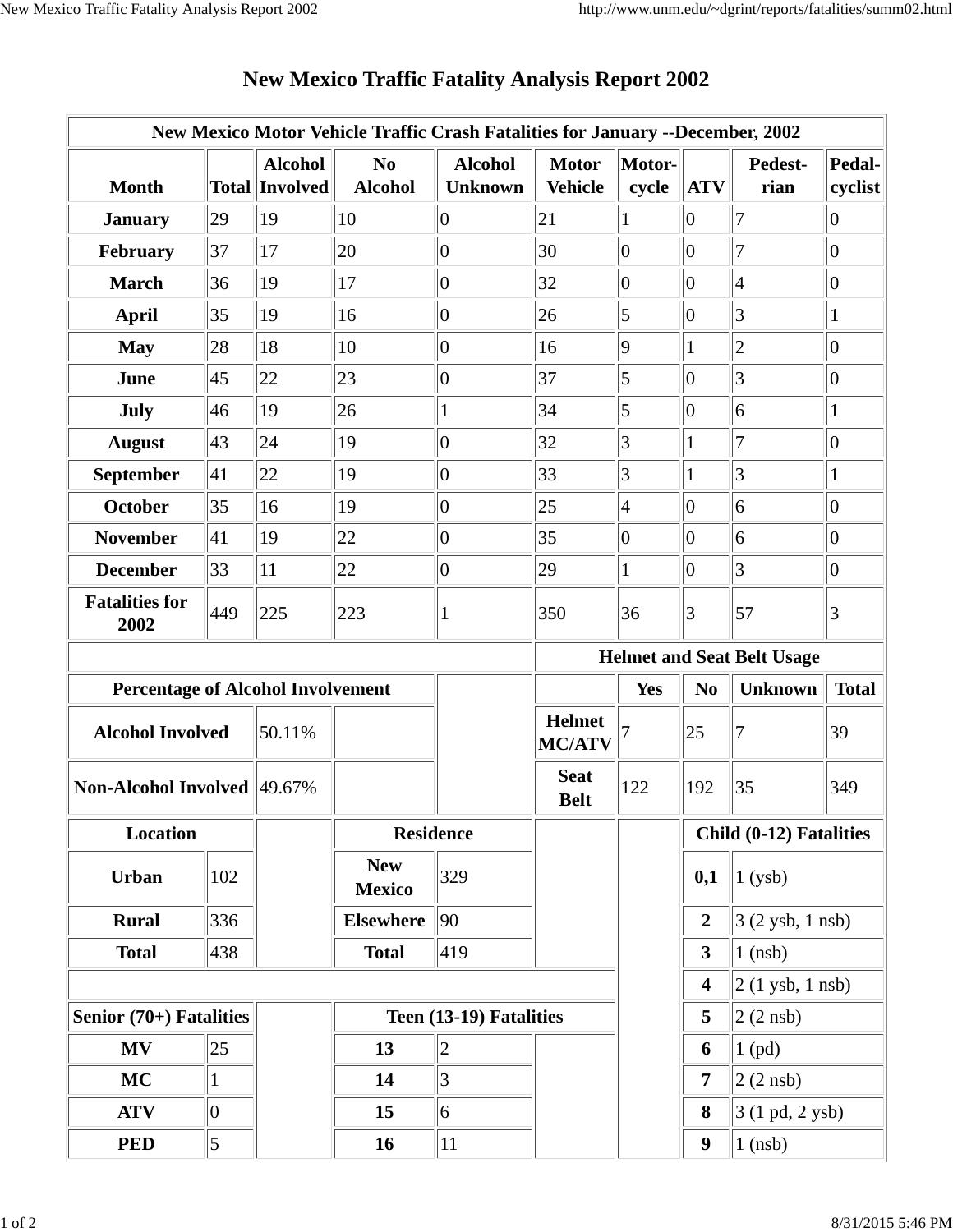# New Mexico Traffic Fatality Analysis Report 2002

| New Mexico Motor Vehicle Traffic Crash Fatalities for January --December, 2002 | | | | | | | | | |
|---|---|---|---|---|---|---|---|---|---|
| **Month** | **Total** | **Alcohol Involved** | **No Alcohol** | **Alcohol Unknown** | **Motor Vehicle** | **Motor-cycle** | **ATV** | **Pedest-rian** | **Pedal-cyclist** |
| **January** | 29 | 19 | 10 | 0 | 21 | 1 | 0 | 7 | 0 |
| **February** | 37 | 17 | 20 | 0 | 30 | 0 | 0 | 7 | 0 |
| **March** | 36 | 19 | 17 | 0 | 32 | 0 | 0 | 4 | 0 |
| **April** | 35 | 19 | 16 | 0 | 26 | 5 | 0 | 3 | 1 |
| **May** | 28 | 18 | 10 | 0 | 16 | 9 | 1 | 2 | 0 |
| **June** | 45 | 22 | 23 | 0 | 37 | 5 | 0 | 3 | 0 |
| **July** | 46 | 19 | 26 | 1 | 34 | 5 | 0 | 6 | 1 |
| **August** | 43 | 24 | 19 | 0 | 32 | 3 | 1 | 7 | 0 |
| **September** | 41 | 22 | 19 | 0 | 33 | 3 | 1 | 3 | 1 |
| **October** | 35 | 16 | 19 | 0 | 25 | 4 | 0 | 6 | 0 |
| **November** | 41 | 19 | 22 | 0 | 35 | 0 | 0 | 6 | 0 |
| **December** | 33 | 11 | 22 | 0 | 29 | 1 | 0 | 3 | 0 |
| **Fatalities for 2002** | 449 | 225 | 223 | 1 | 350 | 36 | 3 | 57 | 3 |

| Percentage of Alcohol Involvement | |
|---|---|
| **Alcohol Involved** | 50.11% |
| **Non-Alcohol Involved** | 49.67% |

| Helmet and Seat Belt Usage | Yes | No | Unknown | Total |
|---|---|---|---|---|
| **Helmet MC/ATV** | 7 | 25 | 7 | 39 |
| **Seat Belt** | 122 | 192 | 35 | 349 |

| Location | |
|---|---|
| **Urban** | 102 |
| **Rural** | 336 |
| **Total** | 438 |

| Residence | |
|---|---|
| **New Mexico** | 329 |
| **Elsewhere** | 90 |
| **Total** | 419 |

| Child (0-12) Fatalities | |
|---|---|
| **0,1** | 1 (ysb) |
| **2** | 3 (2 ysb, 1 nsb) |
| **3** | 1 (nsb) |
| **4** | 2 (1 ysb, 1 nsb) |
| **5** | 2 (2 nsb) |
| **6** | 1 (pd) |
| **7** | 2 (2 nsb) |
| **8** | 3 (1 pd, 2 ysb) |
| **9** | 1 (nsb) |

| Senior (70+) Fatalities | |
|---|---|
| **MV** | 25 |
| **MC** | 1 |
| **ATV** | 0 |
| **PED** | 5 |

| Teen (13-19) Fatalities | |
|---|---|
| **13** | 2 |
| **14** | 3 |
| **15** | 6 |
| **16** | 11 |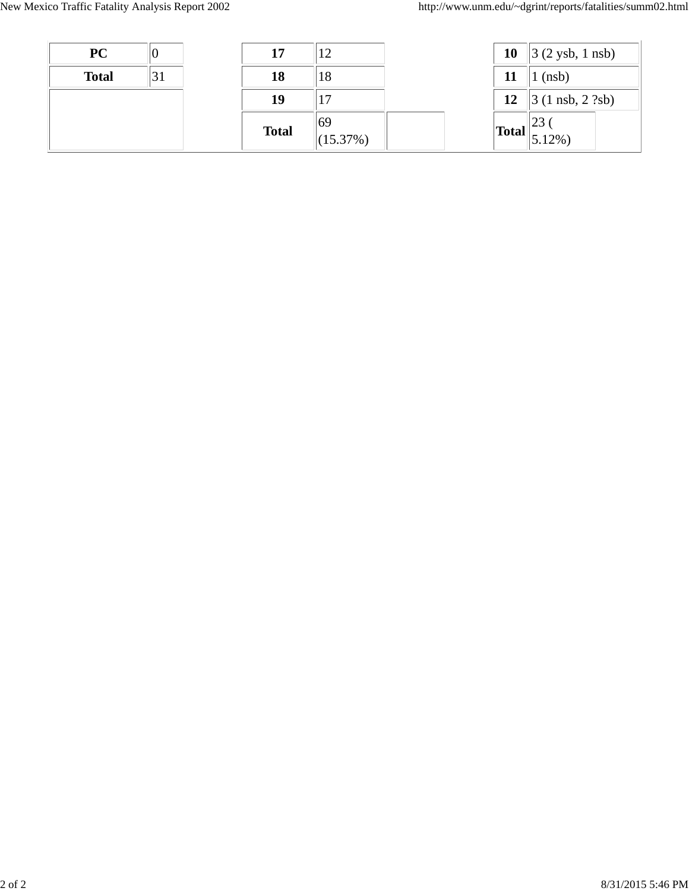| | |
|---|---|
| **PC** | 0 |
| **Total** | 31 |

| | |
|---|---|
| **17** | 12 |
| **18** | 18 |
| **19** | 17 |
| **Total** | 69 (15.37%) |

| | |
|---|---|
| **10** | 3 (2 ysb, 1 nsb) |
| **11** | 1 (nsb) |
| **12** | 3 (1 nsb, 2 ?sb) |
| **Total** | 23 ( 5.12%) |